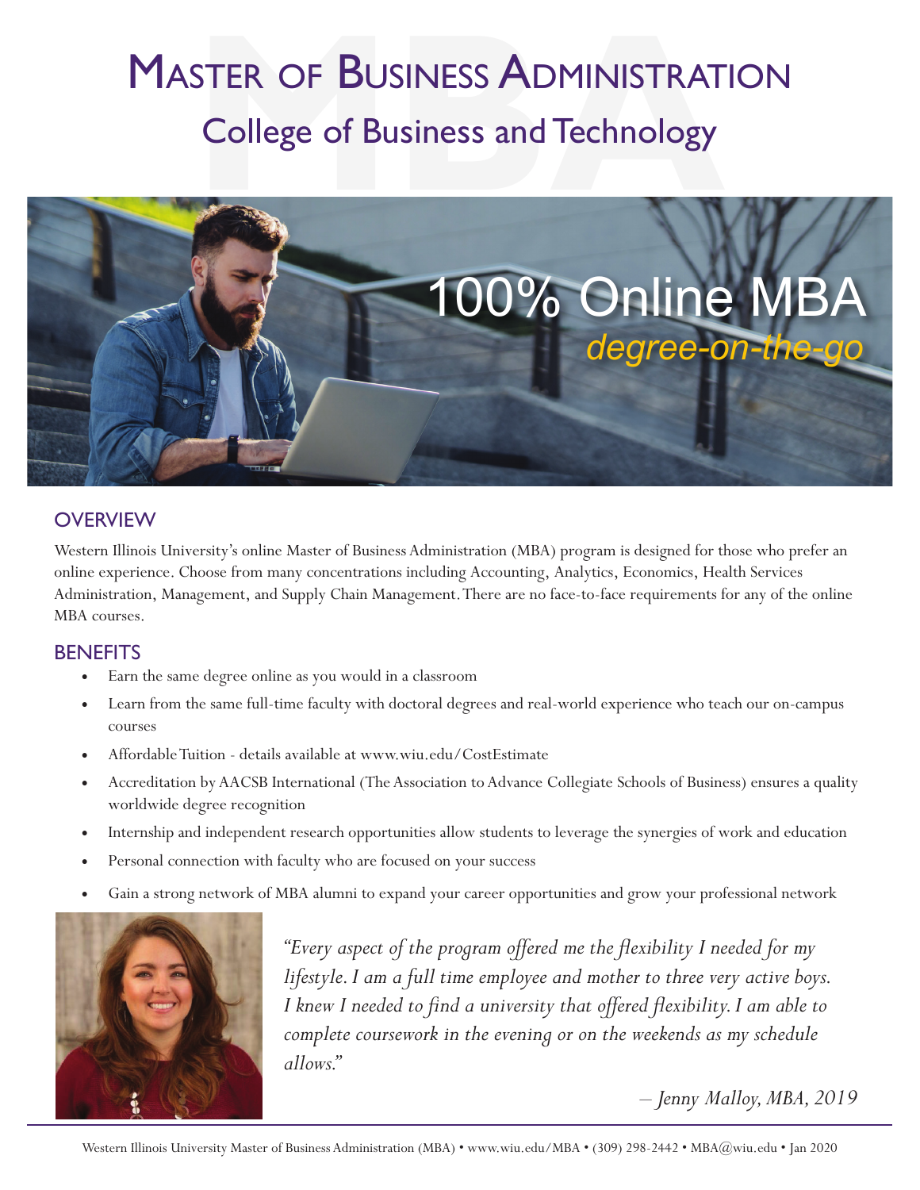# Master of Business Administration

## College of Business and Technology

100% Online MBA

*degree-on-the-go*

## OVERVIEW

Western Illinois University's online Master of Business Administration (MBA) program is designed for those who prefer an online experience. Choose from many concentrations including Accounting, Analytics, Economics, Health Services Administration, Management, and Supply Chain Management. There are no face-to-face requirements for any of the online MBA courses.

## BENEFITS

- Earn the same degree online as you would in a classroom
- Learn from the same full-time faculty with doctoral degrees and real-world experience who teach our on-campus courses
- Affordable Tuition - details available at www.wiu.edu/CostEstimate
- Accreditation by AACSB International (The Association to Advance Collegiate Schools of Business) ensures a quality worldwide degree recognition
- Internship and independent research opportunities allow students to leverage the synergies of work and education
- Personal connection with faculty who are focused on your success
- Gain a strong network of MBA alumni to expand your career opportunities and grow your professional network

*"Every aspect of the program offered me the flexibility I needed for my lifestyle. I am a full time employee and mother to three very active boys. I knew I needed to find a university that offered flexibility. I am able to complete coursework in the evening or on the weekends as my schedule allows."*

*– Jenny Malloy, MBA, 2019*

Western Illinois University Master of Business Administration (MBA) • www.wiu.edu/MBA • (309) 298-2442 • MBA@wiu.edu • Jan 2020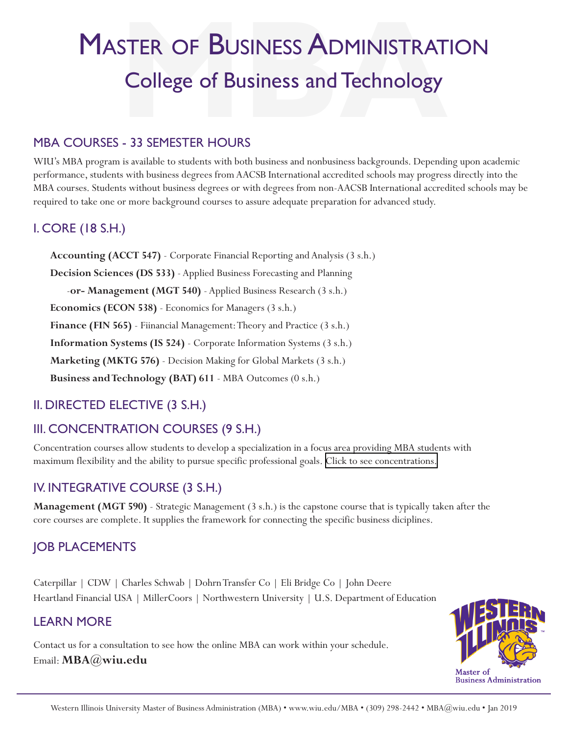# Master of Business Administration

## College of Business and Technology

## MBA COURSES - 33 SEMESTER HOURS

WIU's MBA program is available to students with both business and nonbusiness backgrounds. Depending upon academic performance, students with business degrees from AACSB International accredited schools may progress directly into the MBA courses. Students without business degrees or with degrees from non-AACSB International accredited schools may be required to take one or more background courses to assure adequate preparation for advanced study.

## I. CORE (18 S.H.)

**Accounting (ACCT 547)** - Corporate Financial Reporting and Analysis (3 s.h.)

**Decision Sciences (DS 533)** - Applied Business Forecasting and Planning

-**or- Management (MGT 540)** - Applied Business Research (3 s.h.)

**Economics (ECON 538)** - Economics for Managers (3 s.h.)

**Finance (FIN 565)** - Fiinancial Management: Theory and Practice (3 s.h.)

**Information Systems (IS 524)** - Corporate Information Systems (3 s.h.)

**Marketing (MKTG 576)** - Decision Making for Global Markets (3 s.h.)

**Business and Technology (BAT) 611** - MBA Outcomes (0 s.h.)

## II. DIRECTED ELECTIVE (3 S.H.)

## III. CONCENTRATION COURSES (9 S.H.)

Concentration courses allow students to develop a specialization in a focus area providing MBA students with maximum flexibility and the ability to pursue specific professional goals. Click to see concentrations.

## IV. INTEGRATIVE COURSE (3 S.H.)

**Management (MGT 590)** - Strategic Management (3 s.h.) is the capstone course that is typically taken after the core courses are complete. It supplies the framework for connecting the specific business diciplines.

## JOB PLACEMENTS

Caterpillar | CDW | Charles Schwab | Dohrn Transfer Co | Eli Bridge Co | John Deere
Heartland Financial USA | MillerCoors | Northwestern University | U.S. Department of Education

## LEARN MORE

Contact us for a consultation to see how the online MBA can work within your schedule.
Email: **MBA@wiu.edu**

Western Illinois
Master of Business Administration

Western Illinois University Master of Business Administration (MBA) • www.wiu.edu/MBA • (309) 298-2442 • MBA@wiu.edu • Jan 2019